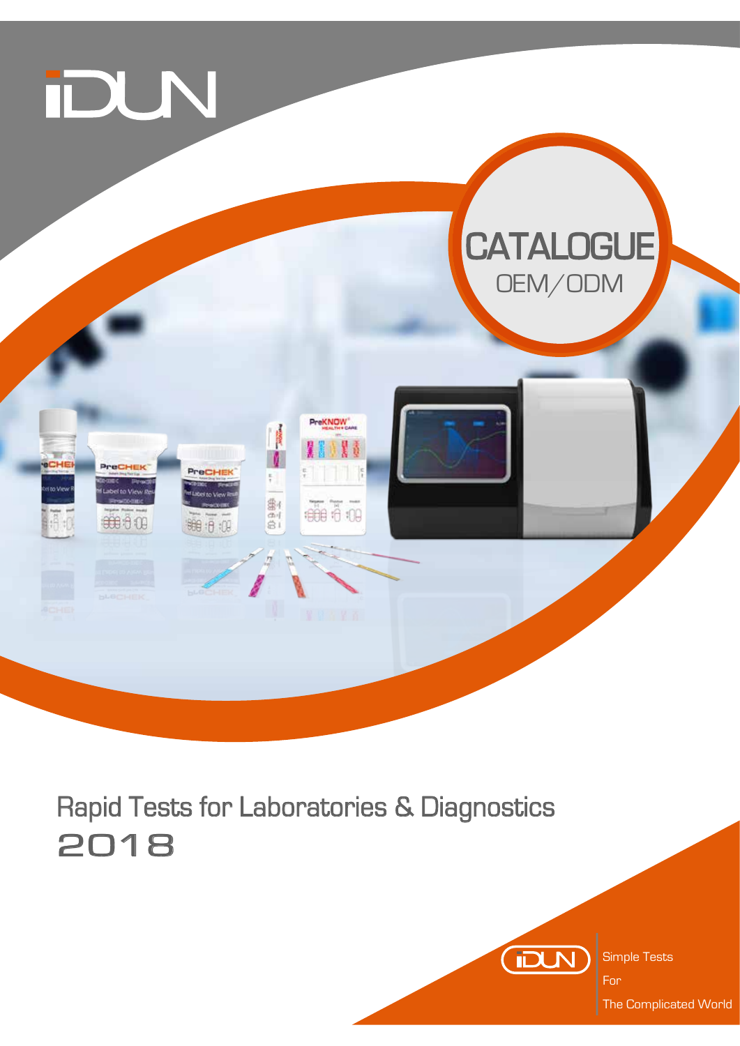# iDUN

## CATALOGUE
OEM/ODM

Rapid Tests for Laboratories & Diagnostics
2018

iDUN Simple Tests For The Complicated World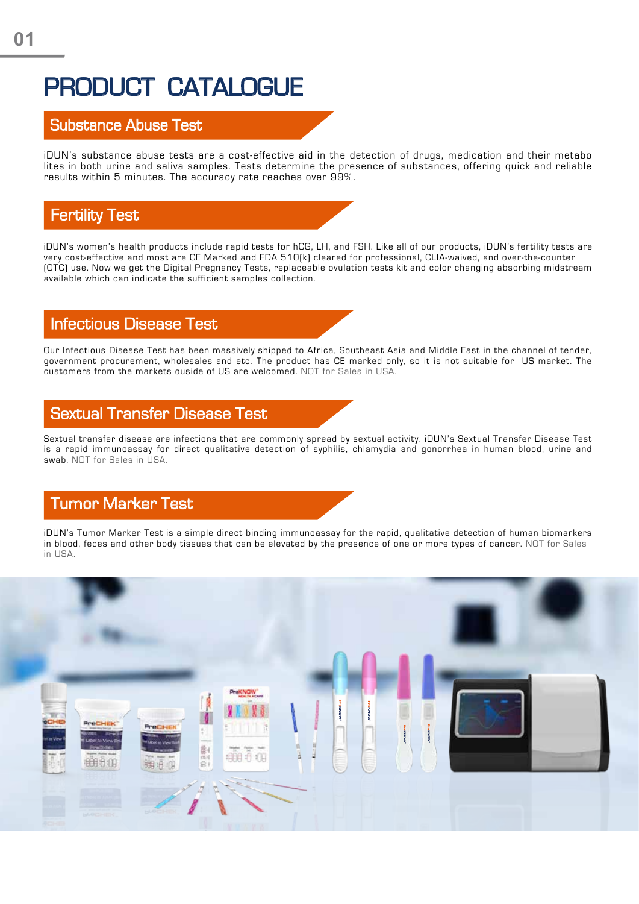# PRODUCT CATALOGUE

## Substance Abuse Test

iDUN's substance abuse tests are a cost-effective aid in the detection of drugs, medication and their metabolites in both urine and saliva samples. Tests determine the presence of substances, offering quick and reliable results within 5 minutes. The accuracy rate reaches over 99%.

## Fertility Test

iDUN's women's health products include rapid tests for hCG, LH, and FSH. Like all of our products, iDUN's fertility tests are very cost-effective and most are CE Marked and FDA 510(k) cleared for professional, CLIA-waived, and over-the-counter (OTC) use. Now we get the Digital Pregnancy Tests, replaceable ovulation tests kit and color changing absorbing midstream available which can indicate the sufficient samples collection.

## Infectious Disease Test

Our Infectious Disease Test has been massively shipped to Africa, Southeast Asia and Middle East in the channel of tender, government procurement, wholesales and etc. The product has CE marked only, so it is not suitable for US market. The customers from the markets ouside of US are welcomed. NOT for Sales in USA.

## Sextual Transfer Disease Test

Sextual transfer disease are infections that are commonly spread by sextual activity. iDUN's Sextual Transfer Disease Test is a rapid immunoassay for direct qualitative detection of syphilis, chlamydia and gonorrhea in human blood, urine and swab. NOT for Sales in USA.

## Tumor Marker Test

iDUN's Tumor Marker Test is a simple direct binding immunoassay for the rapid, qualitative detection of human biomarkers in blood, feces and other body tissues that can be elevated by the presence of one or more types of cancer. NOT for Sales in USA.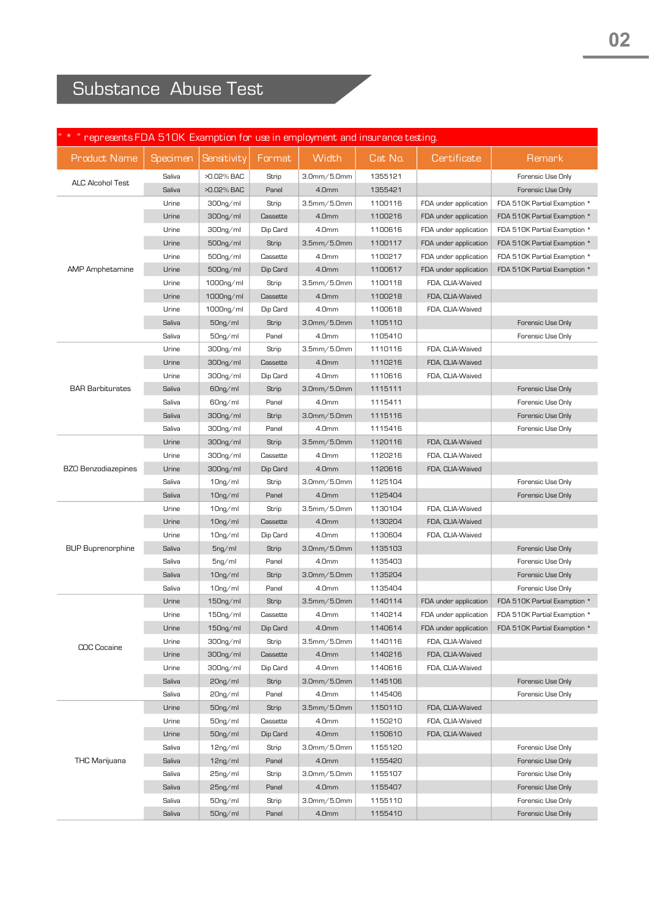# Substance Abuse Test

" * " represents FDA 510K Examption for use in employment and insurance testing.

| Product Name | Specimen | Sensitivity | Format | Width | Cat No. | Certificate | Remark |
|---|---|---|---|---|---|---|---|
| ALC Alcohol Test | Saliva | >0.02% BAC | Strip | 3.0mm/5.0mm | 1355121 | | Forensic Use Only |
| | Saliva | >0.02% BAC | Panel | 4.0mm | 1355421 | | Forensic Use Only |
| AMP Amphetamine | Urine | 300ng/ml | Strip | 3.5mm/5.0mm | 1100116 | FDA under application | FDA 510K Partial Examption * |
| | Urine | 300ng/ml | Cassette | 4.0mm | 1100216 | FDA under application | FDA 510K Partial Examption * |
| | Urine | 300ng/ml | Dip Card | 4.0mm | 1100616 | FDA under application | FDA 510K Partial Examption * |
| | Urine | 500ng/ml | Strip | 3.5mm/5.0mm | 1100117 | FDA under application | FDA 510K Partial Examption * |
| | Urine | 500ng/ml | Cassette | 4.0mm | 1100217 | FDA under application | FDA 510K Partial Examption * |
| | Urine | 500ng/ml | Dip Card | 4.0mm | 1100617 | FDA under application | FDA 510K Partial Examption * |
| | Urine | 1000ng/ml | Strip | 3.5mm/5.0mm | 1100118 | FDA, CLIA-Waived | |
| | Urine | 1000ng/ml | Cassette | 4.0mm | 1100218 | FDA, CLIA-Waived | |
| | Urine | 1000ng/ml | Dip Card | 4.0mm | 1100618 | FDA, CLIA-Waived | |
| | Saliva | 50ng/ml | Strip | 3.0mm/5.0mm | 1105110 | | Forensic Use Only |
| | Saliva | 50ng/ml | Panel | 4.0mm | 1105410 | | Forensic Use Only |
| BAR Barbiturates | Urine | 300ng/ml | Strip | 3.5mm/5.0mm | 1110116 | FDA, CLIA-Waived | |
| | Urine | 300ng/ml | Cassette | 4.0mm | 1110216 | FDA, CLIA-Waived | |
| | Urine | 300ng/ml | Dip Card | 4.0mm | 1110616 | FDA, CLIA-Waived | |
| | Saliva | 60ng/ml | Strip | 3.0mm/5.0mm | 1115111 | | Forensic Use Only |
| | Saliva | 60ng/ml | Panel | 4.0mm | 1115411 | | Forensic Use Only |
| | Saliva | 300ng/ml | Strip | 3.0mm/5.0mm | 1115116 | | Forensic Use Only |
| | Saliva | 300ng/ml | Panel | 4.0mm | 1115416 | | Forensic Use Only |
| BZO Benzodiazepines | Urine | 300ng/ml | Strip | 3.5mm/5.0mm | 1120116 | FDA, CLIA-Waived | |
| | Urine | 300ng/ml | Cassette | 4.0mm | 1120216 | FDA, CLIA-Waived | |
| | Urine | 300ng/ml | Dip Card | 4.0mm | 1120616 | FDA, CLIA-Waived | |
| | Saliva | 10ng/ml | Strip | 3.0mm/5.0mm | 1125104 | | Forensic Use Only |
| | Saliva | 10ng/ml | Panel | 4.0mm | 1125404 | | Forensic Use Only |
| BUP Buprenorphine | Urine | 10ng/ml | Strip | 3.5mm/5.0mm | 1130104 | FDA, CLIA-Waived | |
| | Urine | 10ng/ml | Cassette | 4.0mm | 1130204 | FDA, CLIA-Waived | |
| | Urine | 10ng/ml | Dip Card | 4.0mm | 1130604 | FDA, CLIA-Waived | |
| | Saliva | 5ng/ml | Strip | 3.0mm/5.0mm | 1135103 | | Forensic Use Only |
| | Saliva | 5ng/ml | Panel | 4.0mm | 1135403 | | Forensic Use Only |
| | Saliva | 10ng/ml | Strip | 3.0mm/5.0mm | 1135204 | | Forensic Use Only |
| | Saliva | 10ng/ml | Panel | 4.0mm | 1135404 | | Forensic Use Only |
| COC Cocaine | Urine | 150ng/ml | Strip | 3.5mm/5.0mm | 1140114 | FDA under application | FDA 510K Partial Examption * |
| | Urine | 150ng/ml | Cassette | 4.0mm | 1140214 | FDA under application | FDA 510K Partial Examption * |
| | Urine | 150ng/ml | Dip Card | 4.0mm | 1140614 | FDA under application | FDA 510K Partial Examption * |
| | Urine | 300ng/ml | Strip | 3.5mm/5.0mm | 1140116 | FDA, CLIA-Waived | |
| | Urine | 300ng/ml | Cassette | 4.0mm | 1140216 | FDA, CLIA-Waived | |
| | Urine | 300ng/ml | Dip Card | 4.0mm | 1140616 | FDA, CLIA-Waived | |
| | Saliva | 20ng/ml | Strip | 3.0mm/5.0mm | 1145106 | | Forensic Use Only |
| | Saliva | 20ng/ml | Panel | 4.0mm | 1145406 | | Forensic Use Only |
| THC Marijuana | Urine | 50ng/ml | Strip | 3.5mm/5.0mm | 1150110 | FDA, CLIA-Waived | |
| | Urine | 50ng/ml | Cassette | 4.0mm | 1150210 | FDA, CLIA-Waived | |
| | Urine | 50ng/ml | Dip Card | 4.0mm | 1150610 | FDA, CLIA-Waived | |
| | Saliva | 12ng/ml | Strip | 3.0mm/5.0mm | 1155120 | | Forensic Use Only |
| | Saliva | 12ng/ml | Panel | 4.0mm | 1155420 | | Forensic Use Only |
| | Saliva | 25ng/ml | Strip | 3.0mm/5.0mm | 1155107 | | Forensic Use Only |
| | Saliva | 25ng/ml | Panel | 4.0mm | 1155407 | | Forensic Use Only |
| | Saliva | 50ng/ml | Strip | 3.0mm/5.0mm | 1155110 | | Forensic Use Only |
| | Saliva | 50ng/ml | Panel | 4.0mm | 1155410 | | Forensic Use Only |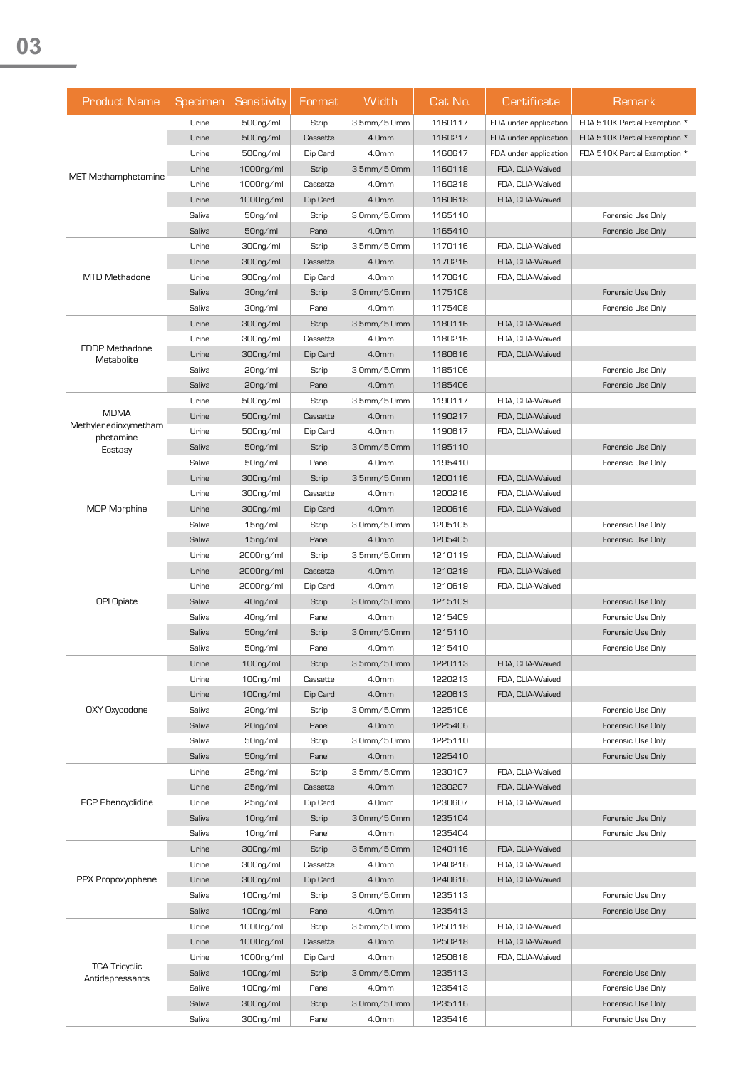| Product Name | Specimen | Sensitivity | Format | Width | Cat No. | Certificate | Remark |
|---|---|---|---|---|---|---|---|
| MET Methamphetamine | Urine | 500ng/ml | Strip | 3.5mm/5.0mm | 1160117 | FDA under application | FDA 510K Partial Examption * |
| | Urine | 500ng/ml | Cassette | 4.0mm | 1160217 | FDA under application | FDA 510K Partial Examption * |
| | Urine | 500ng/ml | Dip Card | 4.0mm | 1160617 | FDA under application | FDA 510K Partial Examption * |
| | Urine | 1000ng/ml | Strip | 3.5mm/5.0mm | 1160118 | FDA, CLIA-Waived | |
| | Urine | 1000ng/ml | Cassette | 4.0mm | 1160218 | FDA, CLIA-Waived | |
| | Urine | 1000ng/ml | Dip Card | 4.0mm | 1160618 | FDA, CLIA-Waived | |
| | Saliva | 50ng/ml | Strip | 3.0mm/5.0mm | 1165110 | | Forensic Use Only |
| | Saliva | 50ng/ml | Panel | 4.0mm | 1165410 | | Forensic Use Only |
| MTD Methadone | Urine | 300ng/ml | Strip | 3.5mm/5.0mm | 1170116 | FDA, CLIA-Waived | |
| | Urine | 300ng/ml | Cassette | 4.0mm | 1170216 | FDA, CLIA-Waived | |
| | Urine | 300ng/ml | Dip Card | 4.0mm | 1170616 | FDA, CLIA-Waived | |
| | Saliva | 30ng/ml | Strip | 3.0mm/5.0mm | 1175108 | | Forensic Use Only |
| | Saliva | 30ng/ml | Panel | 4.0mm | 1175408 | | Forensic Use Only |
| EDDP Methadone Metabolite | Urine | 300ng/ml | Strip | 3.5mm/5.0mm | 1180116 | FDA, CLIA-Waived | |
| | Urine | 300ng/ml | Cassette | 4.0mm | 1180216 | FDA, CLIA-Waived | |
| | Urine | 300ng/ml | Dip Card | 4.0mm | 1180616 | FDA, CLIA-Waived | |
| | Saliva | 20ng/ml | Strip | 3.0mm/5.0mm | 1185106 | | Forensic Use Only |
| | Saliva | 20ng/ml | Panel | 4.0mm | 1185406 | | Forensic Use Only |
| MDMA Methylenediozymethamphetamine Ecstasy | Urine | 500ng/ml | Strip | 3.5mm/5.0mm | 1190117 | FDA, CLIA-Waived | |
| | Urine | 500ng/ml | Cassette | 4.0mm | 1190217 | FDA, CLIA-Waived | |
| | Urine | 500ng/ml | Dip Card | 4.0mm | 1190617 | FDA, CLIA-Waived | |
| | Saliva | 50ng/ml | Strip | 3.0mm/5.0mm | 1195110 | | Forensic Use Only |
| | Saliva | 50ng/ml | Panel | 4.0mm | 1195410 | | Forensic Use Only |
| MOP Morphine | Urine | 300ng/ml | Strip | 3.5mm/5.0mm | 1200116 | FDA, CLIA-Waived | |
| | Urine | 300ng/ml | Cassette | 4.0mm | 1200216 | FDA, CLIA-Waived | |
| | Urine | 300ng/ml | Dip Card | 4.0mm | 1200616 | FDA, CLIA-Waived | |
| | Saliva | 15ng/ml | Strip | 3.0mm/5.0mm | 1205105 | | Forensic Use Only |
| | Saliva | 15ng/ml | Panel | 4.0mm | 1205405 | | Forensic Use Only |
| OPI Opiate | Urine | 2000ng/ml | Strip | 3.5mm/5.0mm | 1210119 | FDA, CLIA-Waived | |
| | Urine | 2000ng/ml | Cassette | 4.0mm | 1210219 | FDA, CLIA-Waived | |
| | Urine | 2000ng/ml | Dip Card | 4.0mm | 1210619 | FDA, CLIA-Waived | |
| | Saliva | 40ng/ml | Strip | 3.0mm/5.0mm | 1215109 | | Forensic Use Only |
| | Saliva | 40ng/ml | Panel | 4.0mm | 1215409 | | Forensic Use Only |
| | Saliva | 50ng/ml | Strip | 3.0mm/5.0mm | 1215110 | | Forensic Use Only |
| | Saliva | 50ng/ml | Panel | 4.0mm | 1215410 | | Forensic Use Only |
| OXY Oxycodone | Urine | 100ng/ml | Strip | 3.5mm/5.0mm | 1220113 | FDA, CLIA-Waived | |
| | Urine | 100ng/ml | Cassette | 4.0mm | 1220213 | FDA, CLIA-Waived | |
| | Urine | 100ng/ml | Dip Card | 4.0mm | 1220613 | FDA, CLIA-Waived | |
| | Saliva | 20ng/ml | Strip | 3.0mm/5.0mm | 1225106 | | Forensic Use Only |
| | Saliva | 20ng/ml | Panel | 4.0mm | 1225406 | | Forensic Use Only |
| | Saliva | 50ng/ml | Strip | 3.0mm/5.0mm | 1225110 | | Forensic Use Only |
| | Saliva | 50ng/ml | Panel | 4.0mm | 1225410 | | Forensic Use Only |
| PCP Phencyclidine | Urine | 25ng/ml | Strip | 3.5mm/5.0mm | 1230107 | FDA, CLIA-Waived | |
| | Urine | 25ng/ml | Cassette | 4.0mm | 1230207 | FDA, CLIA-Waived | |
| | Urine | 25ng/ml | Dip Card | 4.0mm | 1230607 | FDA, CLIA-Waived | |
| | Saliva | 10ng/ml | Strip | 3.0mm/5.0mm | 1235104 | | Forensic Use Only |
| | Saliva | 10ng/ml | Panel | 4.0mm | 1235404 | | Forensic Use Only |
| PPX Propoxyophene | Urine | 300ng/ml | Strip | 3.5mm/5.0mm | 1240116 | FDA, CLIA-Waived | |
| | Urine | 300ng/ml | Cassette | 4.0mm | 1240216 | FDA, CLIA-Waived | |
| | Urine | 300ng/ml | Dip Card | 4.0mm | 1240616 | FDA, CLIA-Waived | |
| | Saliva | 100ng/ml | Strip | 3.0mm/5.0mm | 1235113 | | Forensic Use Only |
| | Saliva | 100ng/ml | Panel | 4.0mm | 1235413 | | Forensic Use Only |
| TCA Tricyclic Antidepressants | Urine | 1000ng/ml | Strip | 3.5mm/5.0mm | 1250118 | FDA, CLIA-Waived | |
| | Urine | 1000ng/ml | Cassette | 4.0mm | 1250218 | FDA, CLIA-Waived | |
| | Urine | 1000ng/ml | Dip Card | 4.0mm | 1250618 | FDA, CLIA-Waived | |
| | Saliva | 100ng/ml | Strip | 3.0mm/5.0mm | 1235113 | | Forensic Use Only |
| | Saliva | 100ng/ml | Panel | 4.0mm | 1235413 | | Forensic Use Only |
| | Saliva | 300ng/ml | Strip | 3.0mm/5.0mm | 1235116 | | Forensic Use Only |
| | Saliva | 300ng/ml | Panel | 4.0mm | 1235416 | | Forensic Use Only |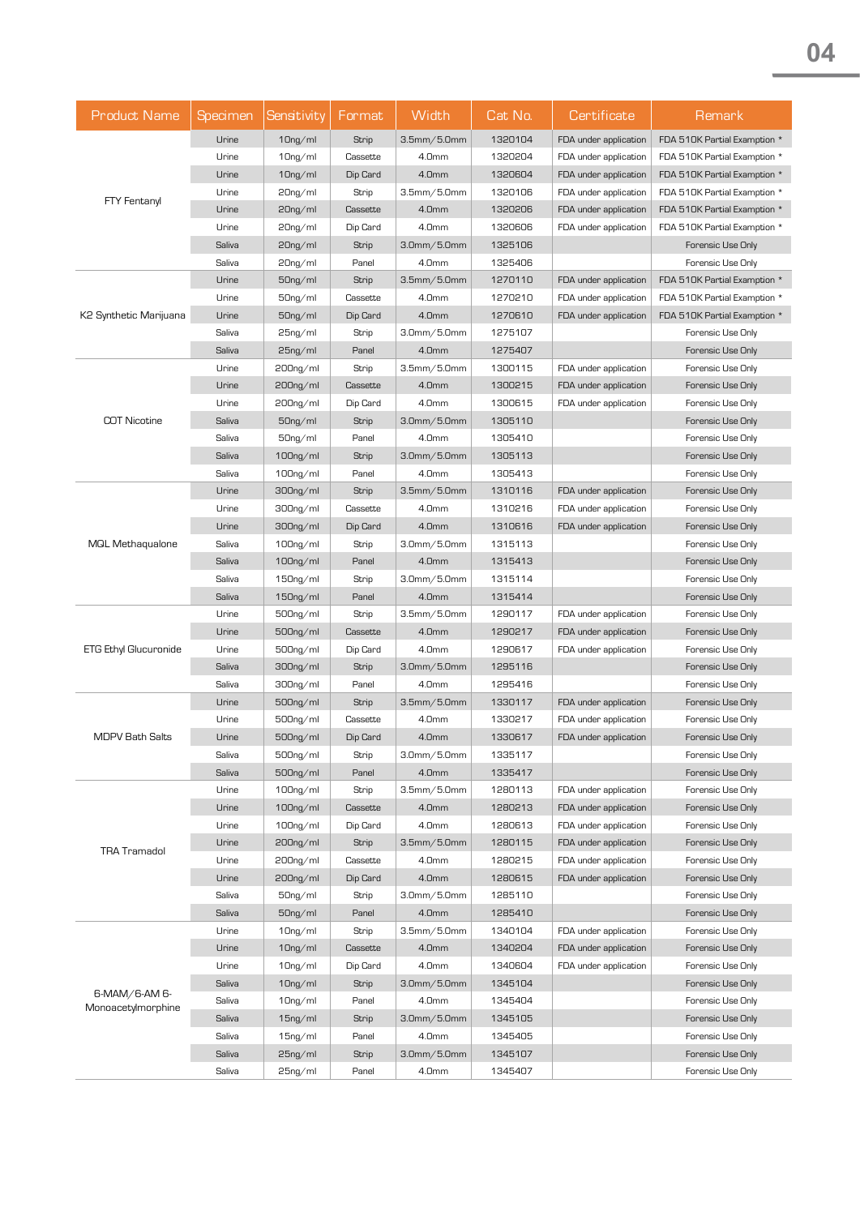| Product Name | Specimen | Sensitivity | Format | Width | Cat No. | Certificate | Remark |
|---|---|---|---|---|---|---|---|
| FTY Fentanyl | Urine | 10ng/ml | Strip | 3.5mm/5.0mm | 1320104 | FDA under application | FDA 510K Partial Examption * |
| | Urine | 10ng/ml | Cassette | 4.0mm | 1320204 | FDA under application | FDA 510K Partial Examption * |
| | Urine | 10ng/ml | Dip Card | 4.0mm | 1320604 | FDA under application | FDA 510K Partial Examption * |
| | Urine | 20ng/ml | Strip | 3.5mm/5.0mm | 1320106 | FDA under application | FDA 510K Partial Examption * |
| | Urine | 20ng/ml | Cassette | 4.0mm | 1320206 | FDA under application | FDA 510K Partial Examption * |
| | Urine | 20ng/ml | Dip Card | 4.0mm | 1320606 | FDA under application | FDA 510K Partial Examption * |
| | Saliva | 20ng/ml | Strip | 3.0mm/5.0mm | 1325106 | | Forensic Use Only |
| | Saliva | 20ng/ml | Panel | 4.0mm | 1325406 | | Forensic Use Only |
| K2 Synthetic Marijuana | Urine | 50ng/ml | Strip | 3.5mm/5.0mm | 1270110 | FDA under application | FDA 510K Partial Examption * |
| | Urine | 50ng/ml | Cassette | 4.0mm | 1270210 | FDA under application | FDA 510K Partial Examption * |
| | Urine | 50ng/ml | Dip Card | 4.0mm | 1270610 | FDA under application | FDA 510K Partial Examption * |
| | Saliva | 25ng/ml | Strip | 3.0mm/5.0mm | 1275107 | | Forensic Use Only |
| | Saliva | 25ng/ml | Panel | 4.0mm | 1275407 | | Forensic Use Only |
| COT Nicotine | Urine | 200ng/ml | Strip | 3.5mm/5.0mm | 1300115 | FDA under application | Forensic Use Only |
| | Urine | 200ng/ml | Cassette | 4.0mm | 1300215 | FDA under application | Forensic Use Only |
| | Urine | 200ng/ml | Dip Card | 4.0mm | 1300615 | FDA under application | Forensic Use Only |
| | Saliva | 50ng/ml | Strip | 3.0mm/5.0mm | 1305110 | | Forensic Use Only |
| | Saliva | 50ng/ml | Panel | 4.0mm | 1305410 | | Forensic Use Only |
| | Saliva | 100ng/ml | Strip | 3.0mm/5.0mm | 1305113 | | Forensic Use Only |
| | Saliva | 100ng/ml | Panel | 4.0mm | 1305413 | | Forensic Use Only |
| MQL Methaqualone | Urine | 300ng/ml | Strip | 3.5mm/5.0mm | 1310116 | FDA under application | Forensic Use Only |
| | Urine | 300ng/ml | Cassette | 4.0mm | 1310216 | FDA under application | Forensic Use Only |
| | Urine | 300ng/ml | Dip Card | 4.0mm | 1310616 | FDA under application | Forensic Use Only |
| | Saliva | 100ng/ml | Strip | 3.0mm/5.0mm | 1315113 | | Forensic Use Only |
| | Saliva | 100ng/ml | Panel | 4.0mm | 1315413 | | Forensic Use Only |
| | Saliva | 150ng/ml | Strip | 3.0mm/5.0mm | 1315114 | | Forensic Use Only |
| | Saliva | 150ng/ml | Panel | 4.0mm | 1315414 | | Forensic Use Only |
| ETG Ethyl Glucuronide | Urine | 500ng/ml | Strip | 3.5mm/5.0mm | 1290117 | FDA under application | Forensic Use Only |
| | Urine | 500ng/ml | Cassette | 4.0mm | 1290217 | FDA under application | Forensic Use Only |
| | Urine | 500ng/ml | Dip Card | 4.0mm | 1290617 | FDA under application | Forensic Use Only |
| | Saliva | 300ng/ml | Strip | 3.0mm/5.0mm | 1295116 | | Forensic Use Only |
| | Saliva | 300ng/ml | Panel | 4.0mm | 1295416 | | Forensic Use Only |
| MDPV Bath Salts | Urine | 500ng/ml | Strip | 3.5mm/5.0mm | 1330117 | FDA under application | Forensic Use Only |
| | Urine | 500ng/ml | Cassette | 4.0mm | 1330217 | FDA under application | Forensic Use Only |
| | Urine | 500ng/ml | Dip Card | 4.0mm | 1330617 | FDA under application | Forensic Use Only |
| | Saliva | 500ng/ml | Strip | 3.0mm/5.0mm | 1335117 | | Forensic Use Only |
| | Saliva | 500ng/ml | Panel | 4.0mm | 1335417 | | Forensic Use Only |
| TRA Tramadol | Urine | 100ng/ml | Strip | 3.5mm/5.0mm | 1280113 | FDA under application | Forensic Use Only |
| | Urine | 100ng/ml | Cassette | 4.0mm | 1280213 | FDA under application | Forensic Use Only |
| | Urine | 100ng/ml | Dip Card | 4.0mm | 1280613 | FDA under application | Forensic Use Only |
| | Urine | 200ng/ml | Strip | 3.5mm/5.0mm | 1280115 | FDA under application | Forensic Use Only |
| | Urine | 200ng/ml | Cassette | 4.0mm | 1280215 | FDA under application | Forensic Use Only |
| | Urine | 200ng/ml | Dip Card | 4.0mm | 1280615 | FDA under application | Forensic Use Only |
| | Saliva | 50ng/ml | Strip | 3.0mm/5.0mm | 1285110 | | Forensic Use Only |
| | Saliva | 50ng/ml | Panel | 4.0mm | 1285410 | | Forensic Use Only |
| 6-MAM/6-AM 6-Monoacetylmorphine | Urine | 10ng/ml | Strip | 3.5mm/5.0mm | 1340104 | FDA under application | Forensic Use Only |
| | Urine | 10ng/ml | Cassette | 4.0mm | 1340204 | FDA under application | Forensic Use Only |
| | Urine | 10ng/ml | Dip Card | 4.0mm | 1340604 | FDA under application | Forensic Use Only |
| | Saliva | 10ng/ml | Strip | 3.0mm/5.0mm | 1345104 | | Forensic Use Only |
| | Saliva | 10ng/ml | Panel | 4.0mm | 1345404 | | Forensic Use Only |
| | Saliva | 15ng/ml | Strip | 3.0mm/5.0mm | 1345105 | | Forensic Use Only |
| | Saliva | 15ng/ml | Panel | 4.0mm | 1345405 | | Forensic Use Only |
| | Saliva | 25ng/ml | Strip | 3.0mm/5.0mm | 1345107 | | Forensic Use Only |
| | Saliva | 25ng/ml | Panel | 4.0mm | 1345407 | | Forensic Use Only |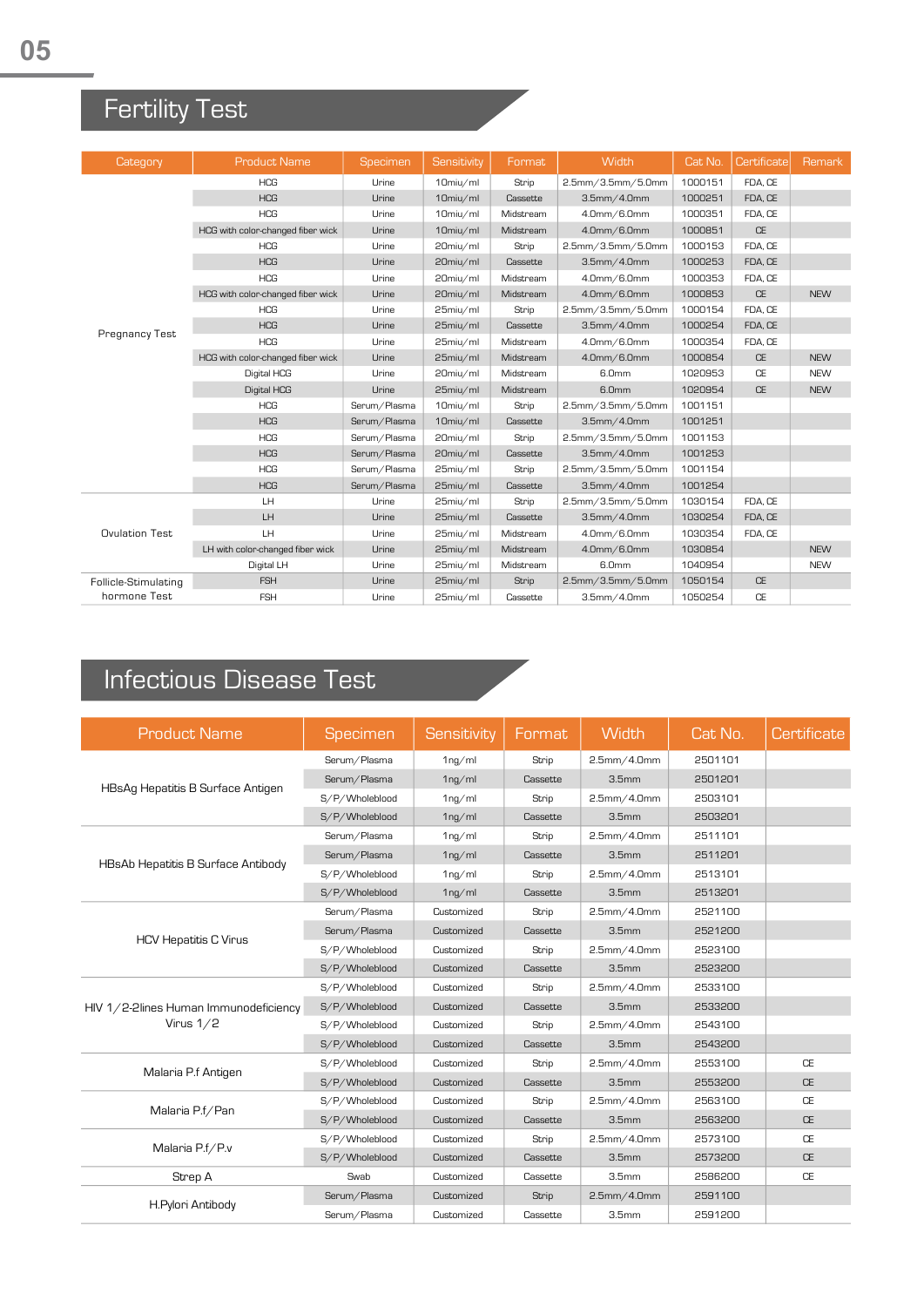# Fertility Test

| Category | Product Name | Specimen | Sensitivity | Format | Width | Cat No. | Certificate | Remark |
|---|---|---|---|---|---|---|---|---|
| Pregnancy Test | HCG | Urine | 10miu/ml | Strip | 2.5mm/3.5mm/5.0mm | 1000151 | FDA, CE | |
| | HCG | Urine | 10miu/ml | Cassette | 3.5mm/4.0mm | 1000251 | FDA, CE | |
| | HCG | Urine | 10miu/ml | Midstream | 4.0mm/6.0mm | 1000351 | FDA, CE | |
| | HCG with color-changed fiber wick | Urine | 10miu/ml | Midstream | 4.0mm/6.0mm | 1000851 | CE | |
| | HCG | Urine | 20miu/ml | Strip | 2.5mm/3.5mm/5.0mm | 1000153 | FDA, CE | |
| | HCG | Urine | 20miu/ml | Cassette | 3.5mm/4.0mm | 1000253 | FDA, CE | |
| | HCG | Urine | 20miu/ml | Midstream | 4.0mm/6.0mm | 1000353 | FDA, CE | |
| | HCG with color-changed fiber wick | Urine | 20miu/ml | Midstream | 4.0mm/6.0mm | 1000853 | CE | NEW |
| | HCG | Urine | 25miu/ml | Strip | 2.5mm/3.5mm/5.0mm | 1000154 | FDA, CE | |
| | HCG | Urine | 25miu/ml | Cassette | 3.5mm/4.0mm | 1000254 | FDA, CE | |
| | HCG | Urine | 25miu/ml | Midstream | 4.0mm/6.0mm | 1000354 | FDA, CE | |
| | HCG with color-changed fiber wick | Urine | 25miu/ml | Midstream | 4.0mm/6.0mm | 1000854 | CE | NEW |
| | Digital HCG | Urine | 20miu/ml | Midstream | 6.0mm | 1020953 | CE | NEW |
| | Digital HCG | Urine | 25miu/ml | Midstream | 6.0mm | 1020954 | CE | NEW |
| | HCG | Serum/Plasma | 10miu/ml | Strip | 2.5mm/3.5mm/5.0mm | 1001151 | | |
| | HCG | Serum/Plasma | 10miu/ml | Cassette | 3.5mm/4.0mm | 1001251 | | |
| | HCG | Serum/Plasma | 20miu/ml | Strip | 2.5mm/3.5mm/5.0mm | 1001153 | | |
| | HCG | Serum/Plasma | 20miu/ml | Cassette | 3.5mm/4.0mm | 1001253 | | |
| | HCG | Serum/Plasma | 25miu/ml | Strip | 2.5mm/3.5mm/5.0mm | 1001154 | | |
| | HCG | Serum/Plasma | 25miu/ml | Cassette | 3.5mm/4.0mm | 1001254 | | |
| Ovulation Test | LH | Urine | 25miu/ml | Strip | 2.5mm/3.5mm/5.0mm | 1030154 | FDA, CE | |
| | LH | Urine | 25miu/ml | Cassette | 3.5mm/4.0mm | 1030254 | FDA, CE | |
| | LH | Urine | 25miu/ml | Midstream | 4.0mm/6.0mm | 1030354 | FDA, CE | |
| | LH with color-changed fiber wick | Urine | 25miu/ml | Midstream | 4.0mm/6.0mm | 1030854 | | NEW |
| | Digital LH | Urine | 25miu/ml | Midstream | 6.0mm | 1040954 | | NEW |
| Follicle-Stimulating hormone Test | FSH | Urine | 25miu/ml | Strip | 2.5mm/3.5mm/5.0mm | 1050154 | CE | |
| | FSH | Urine | 25miu/ml | Cassette | 3.5mm/4.0mm | 1050254 | CE | |

# Infectious Disease Test

| Product Name | Specimen | Sensitivity | Format | Width | Cat No. | Certificate |
|---|---|---|---|---|---|---|
| HBsAg Hepatitis B Surface Antigen | Serum/Plasma | 1ng/ml | Strip | 2.5mm/4.0mm | 2501101 | |
| | Serum/Plasma | 1ng/ml | Cassette | 3.5mm | 2501201 | |
| | S/P/Wholeblood | 1ng/ml | Strip | 2.5mm/4.0mm | 2503101 | |
| | S/P/Wholeblood | 1ng/ml | Cassette | 3.5mm | 2503201 | |
| HBsAb Hepatitis B Surface Antibody | Serum/Plasma | 1ng/ml | Strip | 2.5mm/4.0mm | 2511101 | |
| | Serum/Plasma | 1ng/ml | Cassette | 3.5mm | 2511201 | |
| | S/P/Wholeblood | 1ng/ml | Strip | 2.5mm/4.0mm | 2513101 | |
| | S/P/Wholeblood | 1ng/ml | Cassette | 3.5mm | 2513201 | |
| HCV Hepatitis C Virus | Serum/Plasma | Customized | Strip | 2.5mm/4.0mm | 2521100 | |
| | Serum/Plasma | Customized | Cassette | 3.5mm | 2521200 | |
| | S/P/Wholeblood | Customized | Strip | 2.5mm/4.0mm | 2523100 | |
| | S/P/Wholeblood | Customized | Cassette | 3.5mm | 2523200 | |
| HIV 1/2-2lines Human Immunodeficiency Virus 1/2 | S/P/Wholeblood | Customized | Strip | 2.5mm/4.0mm | 2533100 | |
| | S/P/Wholeblood | Customized | Cassette | 3.5mm | 2533200 | |
| | S/P/Wholeblood | Customized | Strip | 2.5mm/4.0mm | 2543100 | |
| | S/P/Wholeblood | Customized | Cassette | 3.5mm | 2543200 | |
| Malaria P.f Antigen | S/P/Wholeblood | Customized | Strip | 2.5mm/4.0mm | 2553100 | CE |
| | S/P/Wholeblood | Customized | Cassette | 3.5mm | 2553200 | CE |
| Malaria P.f/Pan | S/P/Wholeblood | Customized | Strip | 2.5mm/4.0mm | 2563100 | CE |
| | S/P/Wholeblood | Customized | Cassette | 3.5mm | 2563200 | CE |
| Malaria P.f/P.v | S/P/Wholeblood | Customized | Strip | 2.5mm/4.0mm | 2573100 | CE |
| | S/P/Wholeblood | Customized | Cassette | 3.5mm | 2573200 | CE |
| Strep A | Swab | Customized | Cassette | 3.5mm | 2586200 | CE |
| H.Pylori Antibody | Serum/Plasma | Customized | Strip | 2.5mm/4.0mm | 2591100 | |
| | Serum/Plasma | Customized | Cassette | 3.5mm | 2591200 | |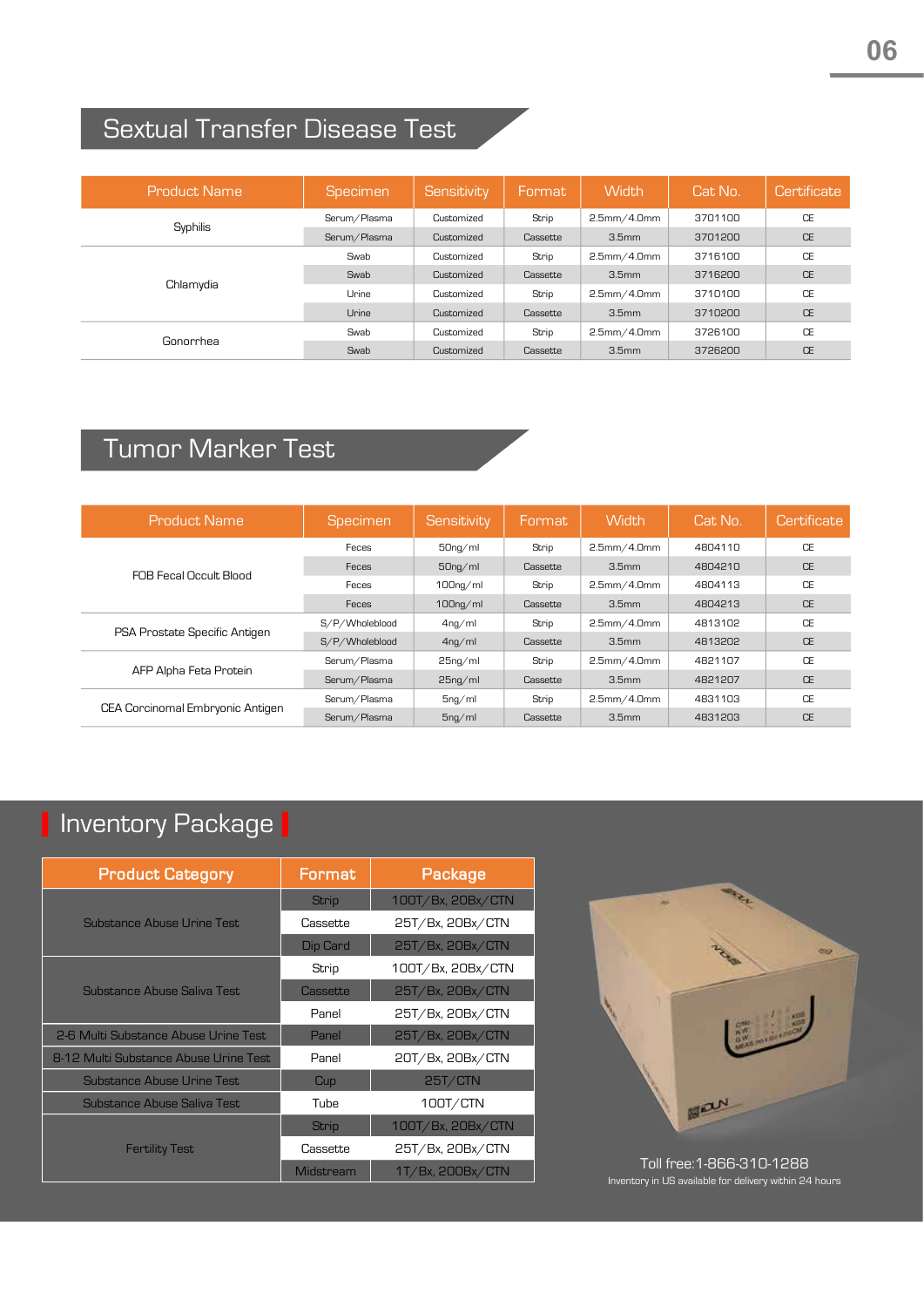## Sextual Transfer Disease Test

| Product Name | Specimen | Sensitivity | Format | Width | Cat No. | Certificate |
|---|---|---|---|---|---|---|
| Syphilis | Serum/Plasma | Customized | Strip | 2.5mm/4.0mm | 3701100 | CE |
| | Serum/Plasma | Customized | Cassette | 3.5mm | 3701200 | CE |
| Chlamydia | Swab | Customized | Strip | 2.5mm/4.0mm | 3716100 | CE |
| | Swab | Customized | Cassette | 3.5mm | 3716200 | CE |
| | Urine | Customized | Strip | 2.5mm/4.0mm | 3710100 | CE |
| | Urine | Customized | Cassette | 3.5mm | 3710200 | CE |
| Gonorrhea | Swab | Customized | Strip | 2.5mm/4.0mm | 3726100 | CE |
| | Swab | Customized | Cassette | 3.5mm | 3726200 | CE |

## Tumor Marker Test

| Product Name | Specimen | Sensitivity | Format | Width | Cat No. | Certificate |
|---|---|---|---|---|---|---|
| FOB Fecal Occult Blood | Feces | 50ng/ml | Strip | 2.5mm/4.0mm | 4804110 | CE |
| | Feces | 50ng/ml | Cassette | 3.5mm | 4804210 | CE |
| | Feces | 100ng/ml | Strip | 2.5mm/4.0mm | 4804113 | CE |
| | Feces | 100ng/ml | Cassette | 3.5mm | 4804213 | CE |
| PSA Prostate Specific Antigen | S/P/Wholeblood | 4ng/ml | Strip | 2.5mm/4.0mm | 4813102 | CE |
| | S/P/Wholeblood | 4ng/ml | Cassette | 3.5mm | 4813202 | CE |
| AFP Alpha Feta Protein | Serum/Plasma | 25ng/ml | Strip | 2.5mm/4.0mm | 4821107 | CE |
| | Serum/Plasma | 25ng/ml | Cassette | 3.5mm | 4821207 | CE |
| CEA Corcinomal Embryonic Antigen | Serum/Plasma | 5ng/ml | Strip | 2.5mm/4.0mm | 4831103 | CE |
| | Serum/Plasma | 5ng/ml | Cassette | 3.5mm | 4831203 | CE |

## Inventory Package

| Product Category | Format | Package |
|---|---|---|
| Substance Abuse Urine Test | Strip | 100T/Bx, 20Bx/CTN |
| | Cassette | 25T/Bx, 20Bx/CTN |
| | Dip Card | 25T/Bx, 20Bx/CTN |
| Substance Abuse Saliva Test | Strip | 100T/Bx, 20Bx/CTN |
| | Cassette | 25T/Bx, 20Bx/CTN |
| | Panel | 25T/Bx, 20Bx/CTN |
| 2-6 Multi Substance Abuse Urine Test | Panel | 25T/Bx, 20Bx/CTN |
| 8-12 Multi Substance Abuse Urine Test | Panel | 20T/Bx, 20Bx/CTN |
| Substance Abuse Urine Test | Cup | 25T/CTN |
| Substance Abuse Saliva Test | Tube | 100T/CTN |
| Fertility Test | Strip | 100T/Bx, 20Bx/CTN |
| | Cassette | 25T/Bx, 20Bx/CTN |
| | Midstream | 1T/Bx, 200Bx/CTN |

Toll free:1-866-310-1288

Inventory in US available for delivery within 24 hours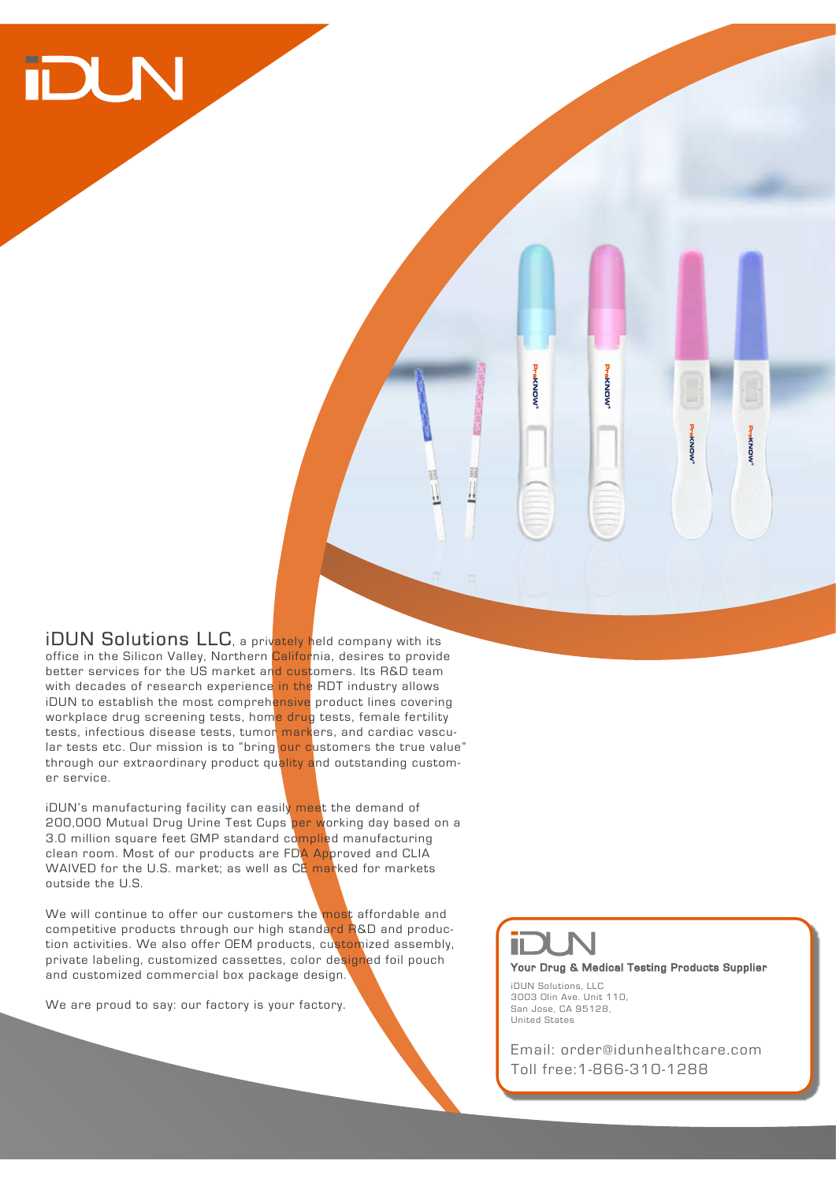# iDUN

**iDUN Solutions LLC**, a privately held company with its office in the Silicon Valley, Northern California, desires to provide better services for the US market and customers. Its R&D team with decades of research experience in the RDT industry allows iDUN to establish the most comprehensive product lines covering workplace drug screening tests, home drug tests, female fertility tests, infectious disease tests, tumor markers, and cardiac vascular tests etc. Our mission is to "bring our customers the true value" through our extraordinary product quality and outstanding customer service.

iDUN's manufacturing facility can easily meet the demand of 200,000 Mutual Drug Urine Test Cups per working day based on a 3.0 million square feet GMP standard complied manufacturing clean room. Most of our products are FDA Approved and CLIA WAIVED for the U.S. market; as well as CE marked for markets outside the U.S.

We will continue to offer our customers the most affordable and competitive products through our high standard R&D and production activities. We also offer OEM products, customized assembly, private labeling, customized cassettes, color designed foil pouch and customized commercial box package design.

We are proud to say: our factory is your factory.

iDUN

**Your Drug & Medical Testing Products Supplier**

iDUN Solutions, LLC
3003 Olin Ave. Unit 110,
San Jose, CA 95128,
United States

Email: order@idunhealthcare.com
Toll free:1-866-310-1288